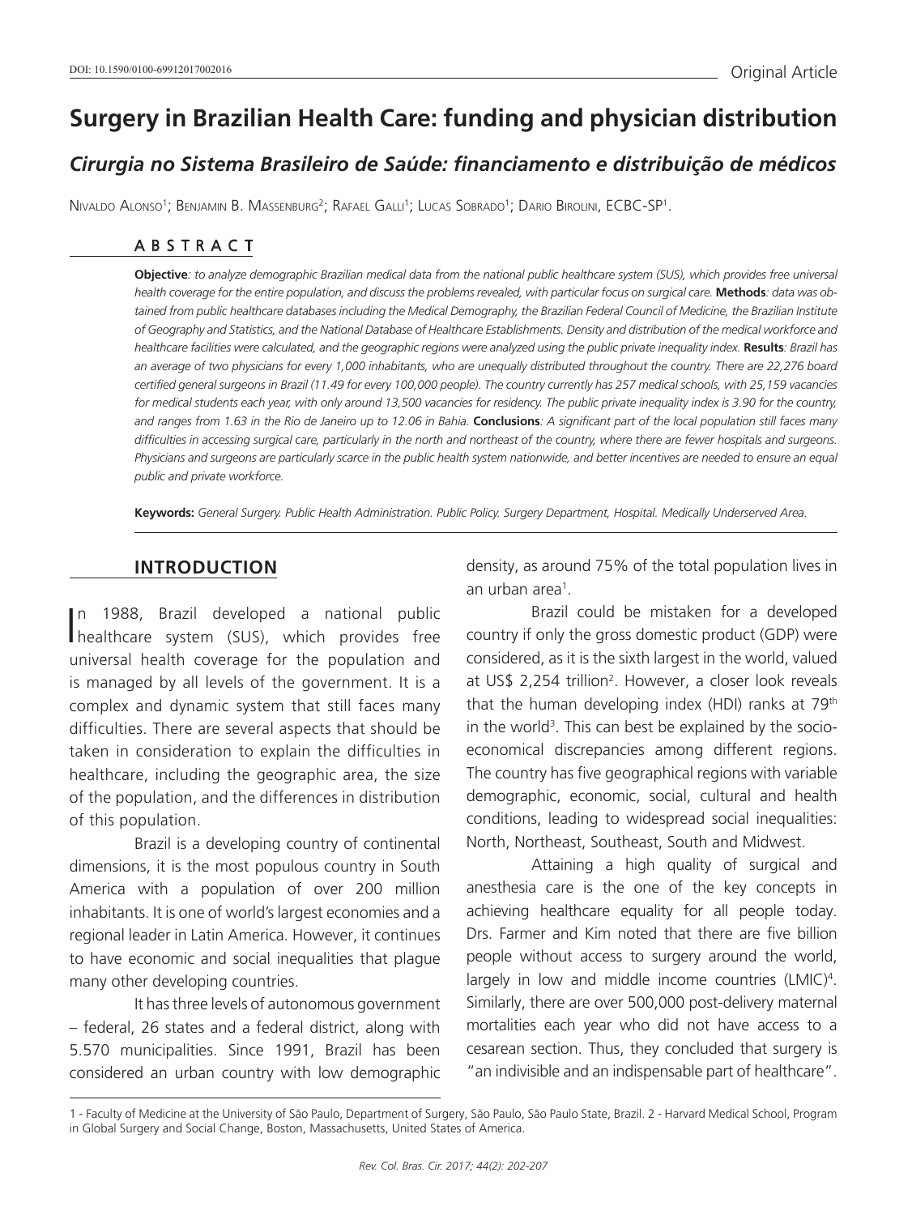Original Article

# Surgery in Brazilian Health Care: funding and physician distribution

## *Cirurgia no Sistema Brasileiro de Saúde: financiamento e distribuição de médicos*

Nivaldo Alonso[1]; Benjamin B. Massenburg[2]; Rafael Galli[1]; Lucas Sobrado[1]; Dario Birolini, ECBC-SP[1].

### ABSTRACT

**Objective**: *to analyze demographic Brazilian medical data from the national public healthcare system (SUS), which provides free universal health coverage for the entire population, and discuss the problems revealed, with particular focus on surgical care.* **Methods**: *data was obtained from public healthcare databases including the Medical Demography, the Brazilian Federal Council of Medicine, the Brazilian Institute of Geography and Statistics, and the National Database of Healthcare Establishments. Density and distribution of the medical workforce and healthcare facilities were calculated, and the geographic regions were analyzed using the public private inequality index.* **Results**: *Brazil has an average of two physicians for every 1,000 inhabitants, who are unequally distributed throughout the country. There are 22,276 board certified general surgeons in Brazil (11.49 for every 100,000 people). The country currently has 257 medical schools, with 25,159 vacancies for medical students each year, with only around 13,500 vacancies for residency. The public private inequality index is 3.90 for the country, and ranges from 1.63 in the Rio de Janeiro up to 12.06 in Bahia.* **Conclusions**: *A significant part of the local population still faces many difficulties in accessing surgical care, particularly in the north and northeast of the country, where there are fewer hospitals and surgeons. Physicians and surgeons are particularly scarce in the public health system nationwide, and better incentives are needed to ensure an equal public and private workforce.*

**Keywords:** *General Surgery. Public Health Administration. Public Policy. Surgery Department, Hospital. Medically Underserved Area.*

### INTRODUCTION

In 1988, Brazil developed a national public healthcare system (SUS), which provides free universal health coverage for the population and is managed by all levels of the government. It is a complex and dynamic system that still faces many difficulties. There are several aspects that should be taken in consideration to explain the difficulties in healthcare, including the geographic area, the size of the population, and the differences in distribution of this population.

Brazil is a developing country of continental dimensions, it is the most populous country in South America with a population of over 200 million inhabitants. It is one of world's largest economies and a regional leader in Latin America. However, it continues to have economic and social inequalities that plague many other developing countries.

It has three levels of autonomous government – federal, 26 states and a federal district, along with 5.570 municipalities. Since 1991, Brazil has been considered an urban country with low demographic density, as around 75% of the total population lives in an urban area[1].

Brazil could be mistaken for a developed country if only the gross domestic product (GDP) were considered, as it is the sixth largest in the world, valued at US$ 2,254 trillion[2]. However, a closer look reveals that the human developing index (HDI) ranks at 79th in the world[3]. This can best be explained by the socio-economical discrepancies among different regions. The country has five geographical regions with variable demographic, economic, social, cultural and health conditions, leading to widespread social inequalities: North, Northeast, Southeast, South and Midwest.

Attaining a high quality of surgical and anesthesia care is the one of the key concepts in achieving healthcare equality for all people today. Drs. Farmer and Kim noted that there are five billion people without access to surgery around the world, largely in low and middle income countries (LMIC)[4]. Similarly, there are over 500,000 post-delivery maternal mortalities each year who did not have access to a cesarean section. Thus, they concluded that surgery is "an indivisible and an indispensable part of healthcare".

1 - Faculty of Medicine at the University of São Paulo, Department of Surgery, São Paulo, São Paulo State, Brazil. 2 - Harvard Medical School, Program in Global Surgery and Social Change, Boston, Massachusetts, United States of America.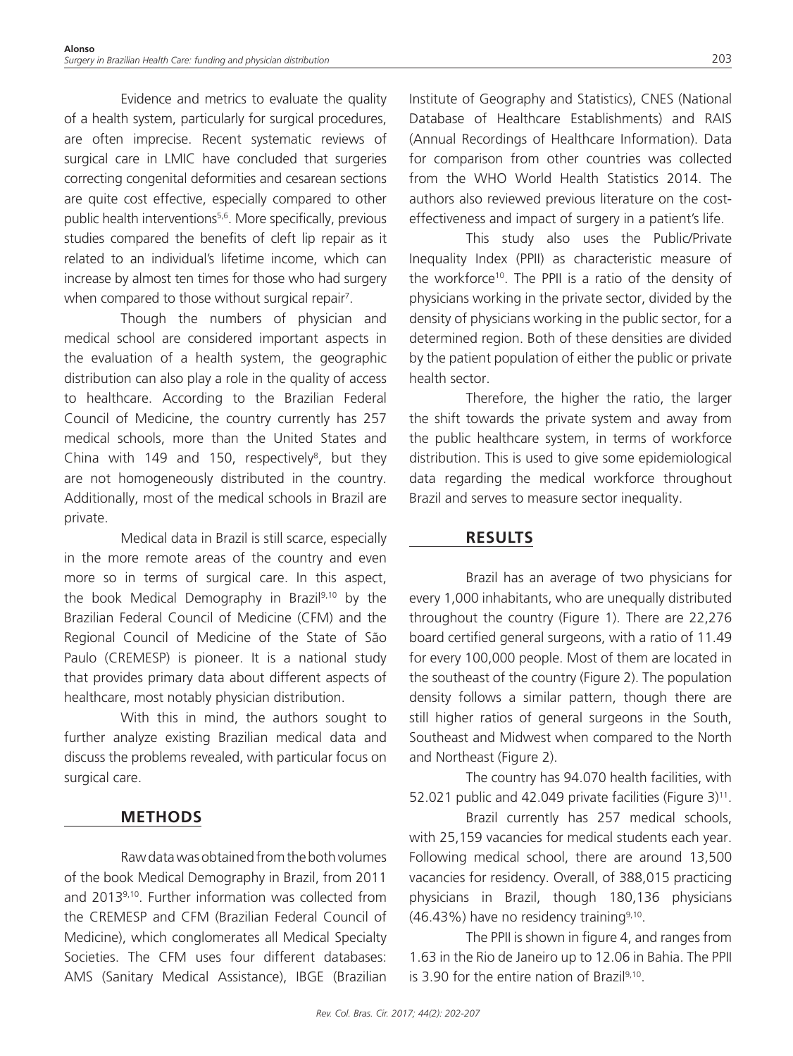Evidence and metrics to evaluate the quality of a health system, particularly for surgical procedures, are often imprecise. Recent systematic reviews of surgical care in LMIC have concluded that surgeries correcting congenital deformities and cesarean sections are quite cost effective, especially compared to other public health interventions[5,6]. More specifically, previous studies compared the benefits of cleft lip repair as it related to an individual's lifetime income, which can increase by almost ten times for those who had surgery when compared to those without surgical repair[7].

Though the numbers of physician and medical school are considered important aspects in the evaluation of a health system, the geographic distribution can also play a role in the quality of access to healthcare. According to the Brazilian Federal Council of Medicine, the country currently has 257 medical schools, more than the United States and China with 149 and 150, respectively[8], but they are not homogeneously distributed in the country. Additionally, most of the medical schools in Brazil are private.

Medical data in Brazil is still scarce, especially in the more remote areas of the country and even more so in terms of surgical care. In this aspect, the book Medical Demography in Brazil[9,10] by the Brazilian Federal Council of Medicine (CFM) and the Regional Council of Medicine of the State of São Paulo (CREMESP) is pioneer. It is a national study that provides primary data about different aspects of healthcare, most notably physician distribution.

With this in mind, the authors sought to further analyze existing Brazilian medical data and discuss the problems revealed, with particular focus on surgical care.

## METHODS

Raw data was obtained from the both volumes of the book Medical Demography in Brazil, from 2011 and 2013[9,10]. Further information was collected from the CREMESP and CFM (Brazilian Federal Council of Medicine), which conglomerates all Medical Specialty Societies. The CFM uses four different databases: AMS (Sanitary Medical Assistance), IBGE (Brazilian Institute of Geography and Statistics), CNES (National Database of Healthcare Establishments) and RAIS (Annual Recordings of Healthcare Information). Data for comparison from other countries was collected from the WHO World Health Statistics 2014. The authors also reviewed previous literature on the cost-effectiveness and impact of surgery in a patient's life.

This study also uses the Public/Private Inequality Index (PPII) as characteristic measure of the workforce[10]. The PPII is a ratio of the density of physicians working in the private sector, divided by the density of physicians working in the public sector, for a determined region. Both of these densities are divided by the patient population of either the public or private health sector.

Therefore, the higher the ratio, the larger the shift towards the private system and away from the public healthcare system, in terms of workforce distribution. This is used to give some epidemiological data regarding the medical workforce throughout Brazil and serves to measure sector inequality.

## RESULTS

Brazil has an average of two physicians for every 1,000 inhabitants, who are unequally distributed throughout the country (Figure 1). There are 22,276 board certified general surgeons, with a ratio of 11.49 for every 100,000 people. Most of them are located in the southeast of the country (Figure 2). The population density follows a similar pattern, though there are still higher ratios of general surgeons in the South, Southeast and Midwest when compared to the North and Northeast (Figure 2).

The country has 94.070 health facilities, with 52.021 public and 42.049 private facilities (Figure 3)[11].

Brazil currently has 257 medical schools, with 25,159 vacancies for medical students each year. Following medical school, there are around 13,500 vacancies for residency. Overall, of 388,015 practicing physicians in Brazil, though 180,136 physicians (46.43%) have no residency training[9,10].

The PPII is shown in figure 4, and ranges from 1.63 in the Rio de Janeiro up to 12.06 in Bahia. The PPII is 3.90 for the entire nation of Brazil[9,10].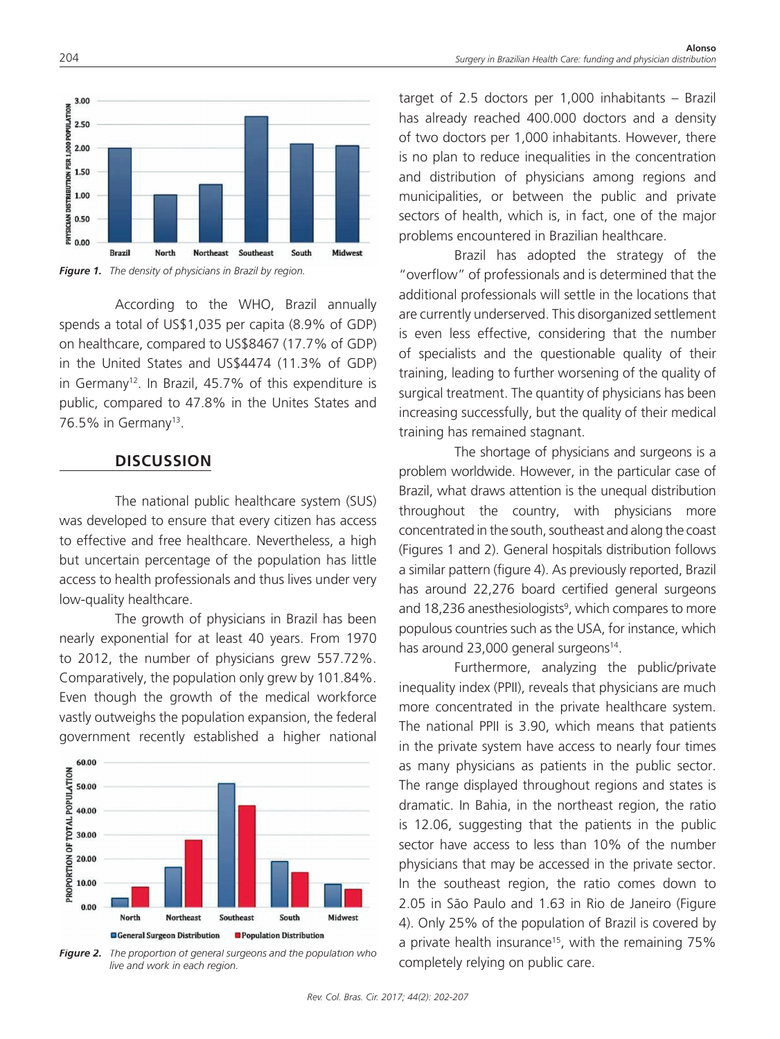*Figure 1. The density of physicians in Brazil by region.*

According to the WHO, Brazil annually spends a total of US$1,035 per capita (8.9% of GDP) on healthcare, compared to US$8467 (17.7% of GDP) in the United States and US$4474 (11.3% of GDP) in Germany[12]. In Brazil, 45.7% of this expenditure is public, compared to 47.8% in the Unites States and 76.5% in Germany[13].

## DISCUSSION

The national public healthcare system (SUS) was developed to ensure that every citizen has access to effective and free healthcare. Nevertheless, a high but uncertain percentage of the population has little access to health professionals and thus lives under very low-quality healthcare.

The growth of physicians in Brazil has been nearly exponential for at least 40 years. From 1970 to 2012, the number of physicians grew 557.72%. Comparatively, the population only grew by 101.84%. Even though the growth of the medical workforce vastly outweighs the population expansion, the federal government recently established a higher national target of 2.5 doctors per 1,000 inhabitants – Brazil has already reached 400.000 doctors and a density of two doctors per 1,000 inhabitants. However, there is no plan to reduce inequalities in the concentration and distribution of physicians among regions and municipalities, or between the public and private sectors of health, which is, in fact, one of the major problems encountered in Brazilian healthcare.

*Figure 2. The proportion of general surgeons and the population who live and work in each region.*

Brazil has adopted the strategy of the "overflow" of professionals and is determined that the additional professionals will settle in the locations that are currently underserved. This disorganized settlement is even less effective, considering that the number of specialists and the questionable quality of their training, leading to further worsening of the quality of surgical treatment. The quantity of physicians has been increasing successfully, but the quality of their medical training has remained stagnant.

The shortage of physicians and surgeons is a problem worldwide. However, in the particular case of Brazil, what draws attention is the unequal distribution throughout the country, with physicians more concentrated in the south, southeast and along the coast (Figures 1 and 2). General hospitals distribution follows a similar pattern (figure 4). As previously reported, Brazil has around 22,276 board certified general surgeons and 18,236 anesthesiologists[9], which compares to more populous countries such as the USA, for instance, which has around 23,000 general surgeons[14].

Furthermore, analyzing the public/private inequality index (PPII), reveals that physicians are much more concentrated in the private healthcare system. The national PPII is 3.90, which means that patients in the private system have access to nearly four times as many physicians as patients in the public sector. The range displayed throughout regions and states is dramatic. In Bahia, in the northeast region, the ratio is 12.06, suggesting that the patients in the public sector have access to less than 10% of the number physicians that may be accessed in the private sector. In the southeast region, the ratio comes down to 2.05 in São Paulo and 1.63 in Rio de Janeiro (Figure 4). Only 25% of the population of Brazil is covered by a private health insurance[15], with the remaining 75% completely relying on public care.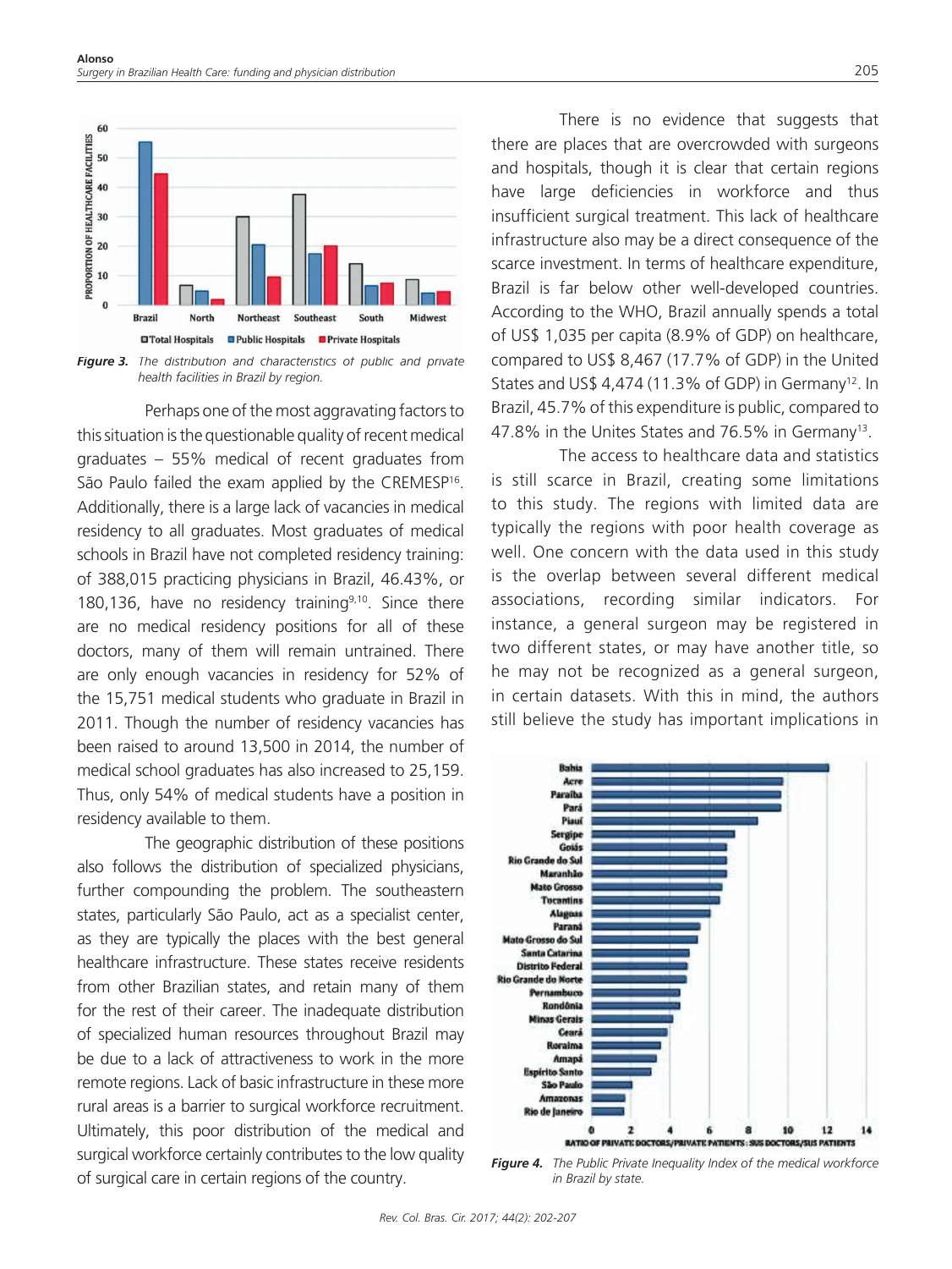Figure 3. The distribution and characteristics of public and private health facilities in Brazil by region.

Perhaps one of the most aggravating factors to this situation is the questionable quality of recent medical graduates – 55% medical of recent graduates from São Paulo failed the exam applied by the CREMESP[16]. Additionally, there is a large lack of vacancies in medical residency to all graduates. Most graduates of medical schools in Brazil have not completed residency training: of 388,015 practicing physicians in Brazil, 46.43%, or 180,136, have no residency training[9,10]. Since there are no medical residency positions for all of these doctors, many of them will remain untrained. There are only enough vacancies in residency for 52% of the 15,751 medical students who graduate in Brazil in 2011. Though the number of residency vacancies has been raised to around 13,500 in 2014, the number of medical school graduates has also increased to 25,159. Thus, only 54% of medical students have a position in residency available to them.

The geographic distribution of these positions also follows the distribution of specialized physicians, further compounding the problem. The southeastern states, particularly São Paulo, act as a specialist center, as they are typically the places with the best general healthcare infrastructure. These states receive residents from other Brazilian states, and retain many of them for the rest of their career. The inadequate distribution of specialized human resources throughout Brazil may be due to a lack of attractiveness to work in the more remote regions. Lack of basic infrastructure in these more rural areas is a barrier to surgical workforce recruitment. Ultimately, this poor distribution of the medical and surgical workforce certainly contributes to the low quality of surgical care in certain regions of the country.

There is no evidence that suggests that there are places that are overcrowded with surgeons and hospitals, though it is clear that certain regions have large deficiencies in workforce and thus insufficient surgical treatment. This lack of healthcare infrastructure also may be a direct consequence of the scarce investment. In terms of healthcare expenditure, Brazil is far below other well-developed countries. According to the WHO, Brazil annually spends a total of US$ 1,035 per capita (8.9% of GDP) on healthcare, compared to US$ 8,467 (17.7% of GDP) in the United States and US$ 4,474 (11.3% of GDP) in Germany[12]. In Brazil, 45.7% of this expenditure is public, compared to 47.8% in the Unites States and 76.5% in Germany[13].

The access to healthcare data and statistics is still scarce in Brazil, creating some limitations to this study. The regions with limited data are typically the regions with poor health coverage as well. One concern with the data used in this study is the overlap between several different medical associations, recording similar indicators. For instance, a general surgeon may be registered in two different states, or may have another title, so he may not be recognized as a general surgeon, in certain datasets. With this in mind, the authors still believe the study has important implications in

Figure 4. The Public Private Inequality Index of the medical workforce in Brazil by state.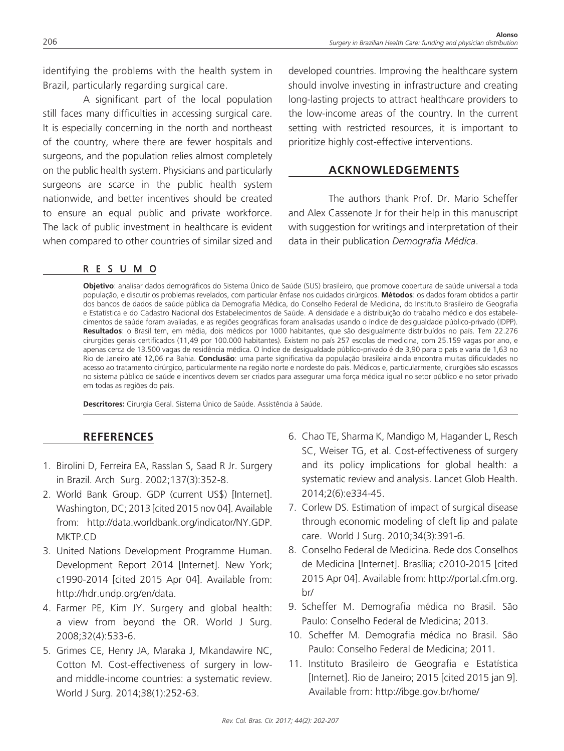identifying the problems with the health system in Brazil, particularly regarding surgical care.

A significant part of the local population still faces many difficulties in accessing surgical care. It is especially concerning in the north and northeast of the country, where there are fewer hospitals and surgeons, and the population relies almost completely on the public health system. Physicians and particularly surgeons are scarce in the public health system nationwide, and better incentives should be created to ensure an equal public and private workforce. The lack of public investment in healthcare is evident when compared to other countries of similar sized and developed countries. Improving the healthcare system should involve investing in infrastructure and creating long-lasting projects to attract healthcare providers to the low-income areas of the country. In the current setting with restricted resources, it is important to prioritize highly cost-effective interventions.

## ACKNOWLEDGEMENTS

The authors thank Prof. Dr. Mario Scheffer and Alex Cassenote Jr for their help in this manuscript with suggestion for writings and interpretation of their data in their publication *Demografia Médica*.

## RESUMO

**Objetivo**: analisar dados demográficos do Sistema Único de Saúde (SUS) brasileiro, que promove cobertura de saúde universal a toda população, e discutir os problemas revelados, com particular ênfase nos cuidados cirúrgicos. **Métodos**: os dados foram obtidos a partir dos bancos de dados de saúde pública da Demografia Médica, do Conselho Federal de Medicina, do Instituto Brasileiro de Geografia e Estatística e do Cadastro Nacional dos Estabelecimentos de Saúde. A densidade e a distribuição do trabalho médico e dos estabelecimentos de saúde foram avaliadas, e as regiões geográficas foram analisadas usando o índice de desigualdade público-privado (IDPP). **Resultados**: o Brasil tem, em média, dois médicos por 1000 habitantes, que são desigualmente distribuídos no país. Tem 22.276 cirurgiões gerais certificados (11,49 por 100.000 habitantes). Existem no país 257 escolas de medicina, com 25.159 vagas por ano, e apenas cerca de 13.500 vagas de residência médica. O índice de desigualdade público-privado é de 3,90 para o país e varia de 1,63 no Rio de Janeiro até 12,06 na Bahia. **Conclusão**: uma parte significativa da população brasileira ainda encontra muitas dificuldades no acesso ao tratamento cirúrgico, particularmente na região norte e nordeste do país. Médicos e, particularmente, cirurgiões são escassos no sistema público de saúde e incentivos devem ser criados para assegurar uma força médica igual no setor público e no setor privado em todas as regiões do país.

**Descritores:** Cirurgia Geral. Sistema Único de Saúde. Assistência à Saúde.

## REFERENCES

1. Birolini D, Ferreira EA, Rasslan S, Saad R Jr. Surgery in Brazil. Arch Surg. 2002;137(3):352-8.
2. World Bank Group. GDP (current US$) [Internet]. Washington, DC; 2013 [cited 2015 nov 04]. Available from: http://data.worldbank.org/indicator/NY.GDP.MKTP.CD
3. United Nations Development Programme Human. Development Report 2014 [Internet]. New York; c1990-2014 [cited 2015 Apr 04]. Available from: http://hdr.undp.org/en/data.
4. Farmer PE, Kim JY. Surgery and global health: a view from beyond the OR. World J Surg. 2008;32(4):533-6.
5. Grimes CE, Henry JA, Maraka J, Mkandawire NC, Cotton M. Cost-effectiveness of surgery in low- and middle-income countries: a systematic review. World J Surg. 2014;38(1):252-63.
6. Chao TE, Sharma K, Mandigo M, Hagander L, Resch SC, Weiser TG, et al. Cost-effectiveness of surgery and its policy implications for global health: a systematic review and analysis. Lancet Glob Health. 2014;2(6):e334-45.
7. Corlew DS. Estimation of impact of surgical disease through economic modeling of cleft lip and palate care. World J Surg. 2010;34(3):391-6.
8. Conselho Federal de Medicina. Rede dos Conselhos de Medicina [Internet]. Brasília; c2010-2015 [cited 2015 Apr 04]. Available from: http://portal.cfm.org.br/
9. Scheffer M. Demografia médica no Brasil. São Paulo: Conselho Federal de Medicina; 2013.
10. Scheffer M. Demografia médica no Brasil. São Paulo: Conselho Federal de Medicina; 2011.
11. Instituto Brasileiro de Geografia e Estatística [Internet]. Rio de Janeiro; 2015 [cited 2015 jan 9]. Available from: http://ibge.gov.br/home/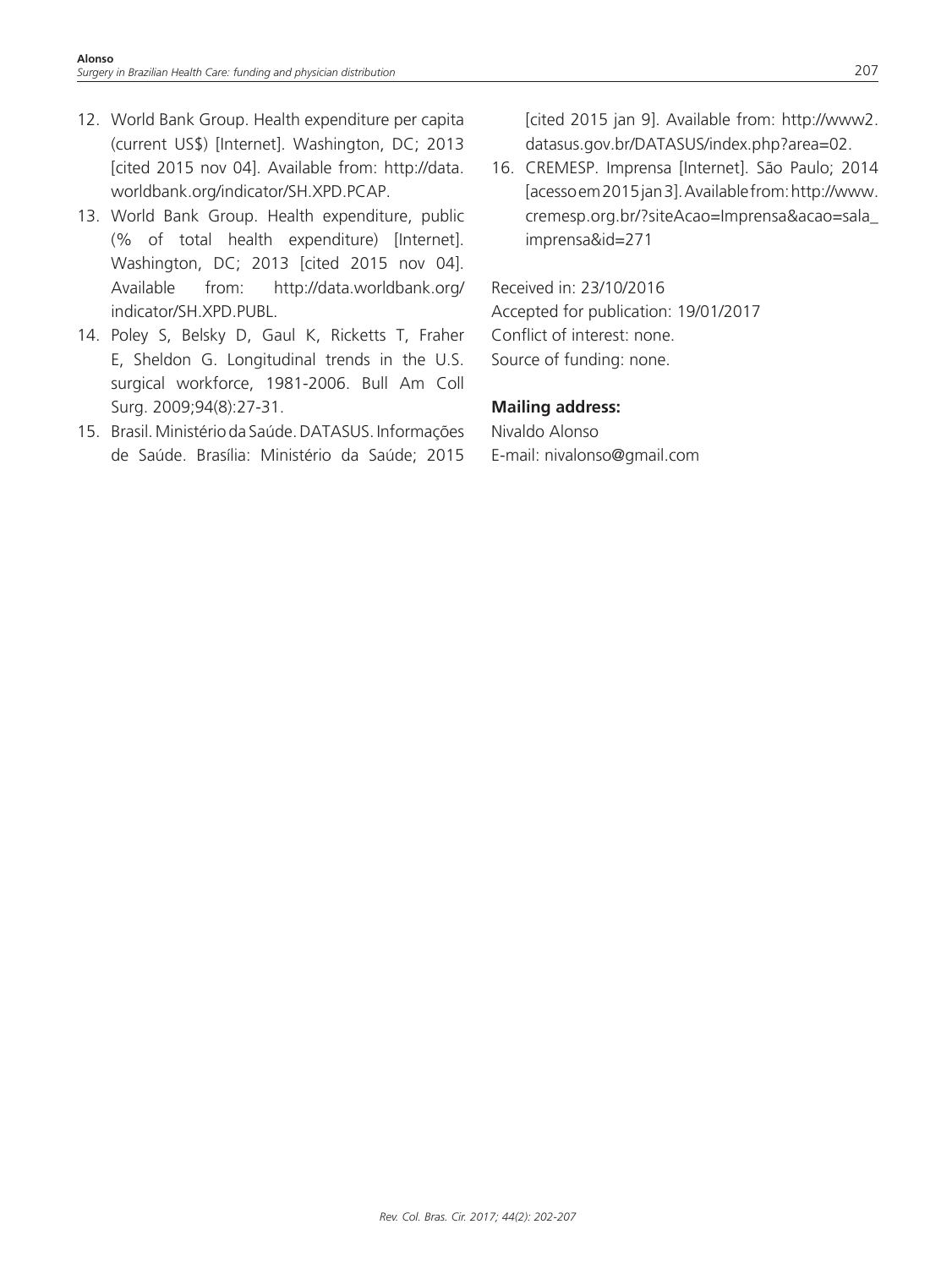12. World Bank Group. Health expenditure per capita (current US$) [Internet]. Washington, DC; 2013 [cited 2015 nov 04]. Available from: http://data.worldbank.org/indicator/SH.XPD.PCAP.
13. World Bank Group. Health expenditure, public (% of total health expenditure) [Internet]. Washington, DC; 2013 [cited 2015 nov 04]. Available from: http://data.worldbank.org/indicator/SH.XPD.PUBL.
14. Poley S, Belsky D, Gaul K, Ricketts T, Fraher E, Sheldon G. Longitudinal trends in the U.S. surgical workforce, 1981-2006. Bull Am Coll Surg. 2009;94(8):27-31.
15. Brasil. Ministério da Saúde. DATASUS. Informações de Saúde. Brasília: Ministério da Saúde; 2015 [cited 2015 jan 9]. Available from: http://www2.datasus.gov.br/DATASUS/index.php?area=02.
16. CREMESP. Imprensa [Internet]. São Paulo; 2014 [acesso em 2015 jan 3]. Available from: http://www.cremesp.org.br/?siteAcao=Imprensa&acao=sala_imprensa&id=271

Received in: 23/10/2016
Accepted for publication: 19/01/2017
Conflict of interest: none.
Source of funding: none.

**Mailing address:**
Nivaldo Alonso
E-mail: nivalonso@gmail.com